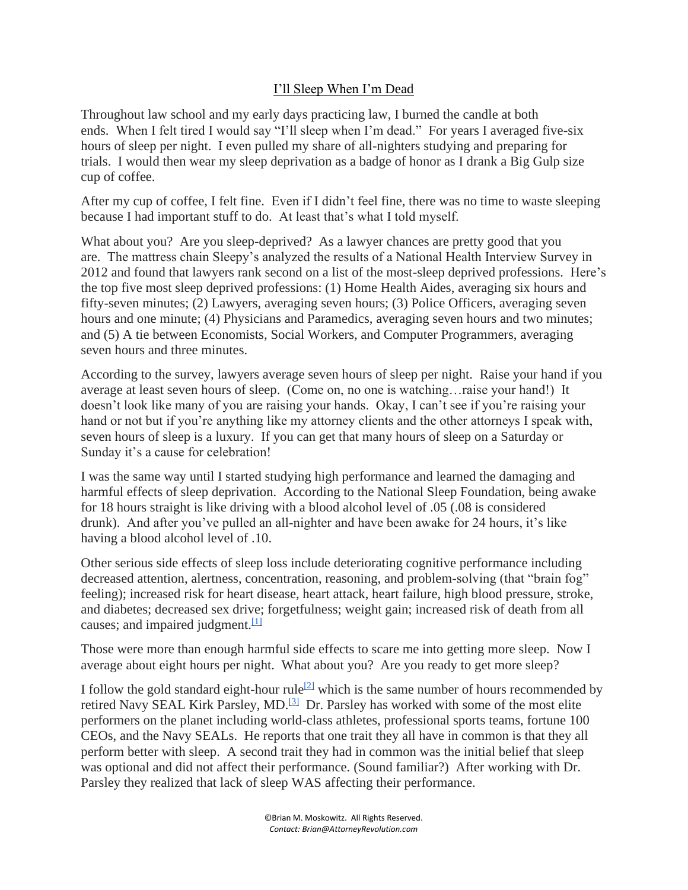# I'll Sleep When I'm Dead

Throughout law school and my early days practicing law, I burned the candle at both ends. When I felt tired I would say "I'll sleep when I'm dead." For years I averaged five-six hours of sleep per night. I even pulled my share of all-nighters studying and preparing for trials. I would then wear my sleep deprivation as a badge of honor as I drank a Big Gulp size cup of coffee.

After my cup of coffee, I felt fine. Even if I didn't feel fine, there was no time to waste sleeping because I had important stuff to do. At least that's what I told myself.

What about you? Are you sleep-deprived? As a lawyer chances are pretty good that you are. The mattress chain Sleepy's analyzed the results of a National Health Interview Survey in 2012 and found that lawyers rank second on a list of the most-sleep deprived professions. Here's the top five most sleep deprived professions: (1) Home Health Aides, averaging six hours and fifty-seven minutes; (2) Lawyers, averaging seven hours; (3) Police Officers, averaging seven hours and one minute; (4) Physicians and Paramedics, averaging seven hours and two minutes; and (5) A tie between Economists, Social Workers, and Computer Programmers, averaging seven hours and three minutes.

According to the survey, lawyers average seven hours of sleep per night. Raise your hand if you average at least seven hours of sleep. (Come on, no one is watching…raise your hand!) It doesn't look like many of you are raising your hands. Okay, I can't see if you're raising your hand or not but if you're anything like my attorney clients and the other attorneys I speak with, seven hours of sleep is a luxury. If you can get that many hours of sleep on a Saturday or Sunday it's a cause for celebration!

I was the same way until I started studying high performance and learned the damaging and harmful effects of sleep deprivation. According to the National Sleep Foundation, being awake for 18 hours straight is like driving with a blood alcohol level of .05 (.08 is considered drunk). And after you've pulled an all-nighter and have been awake for 24 hours, it's like having a blood alcohol level of .10.

Other serious side effects of sleep loss include deteriorating cognitive performance including decreased attention, alertness, concentration, reasoning, and problem-solving (that "brain fog" feeling); increased risk for heart disease, heart attack, heart failure, high blood pressure, stroke, and diabetes; decreased sex drive; forgetfulness; weight gain; increased risk of death from all causes; and impaired judgment.[1]

Those were more than enough harmful side effects to scare me into getting more sleep. Now I average about eight hours per night. What about you? Are you ready to get more sleep?

I follow the gold standard eight-hour rule[2] which is the same number of hours recommended by retired Navy SEAL Kirk Parsley, MD.[3] Dr. Parsley has worked with some of the most elite performers on the planet including world-class athletes, professional sports teams, fortune 100 CEOs, and the Navy SEALs. He reports that one trait they all have in common is that they all perform better with sleep. A second trait they had in common was the initial belief that sleep was optional and did not affect their performance. (Sound familiar?) After working with Dr. Parsley they realized that lack of sleep WAS affecting their performance.

©Brian M. Moskowitz. All Rights Reserved.
*Contact: Brian@AttorneyRevolution.com*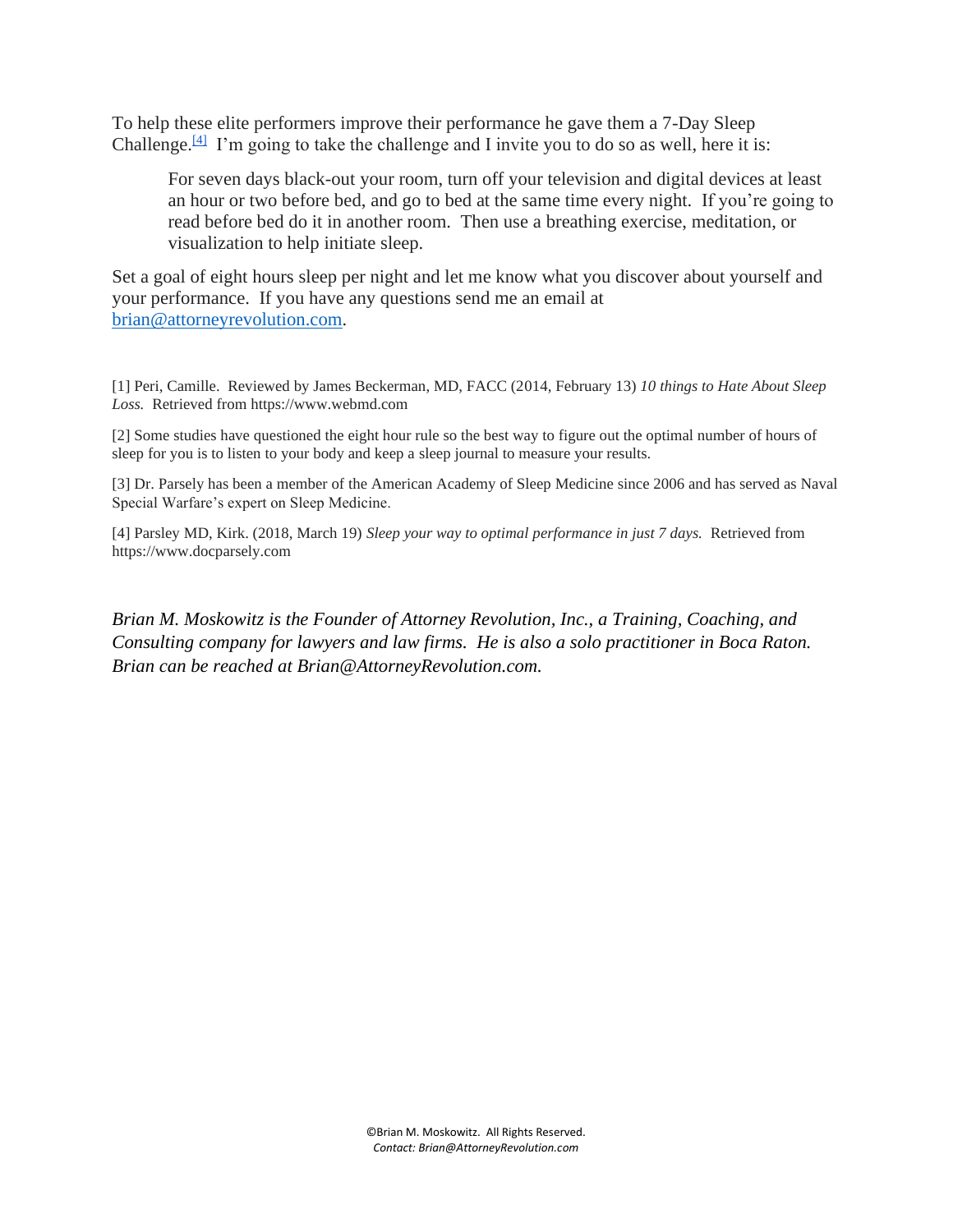To help these elite performers improve their performance he gave them a 7-Day Sleep Challenge.[4] I'm going to take the challenge and I invite you to do so as well, here it is:

> For seven days black-out your room, turn off your television and digital devices at least an hour or two before bed, and go to bed at the same time every night. If you're going to read before bed do it in another room. Then use a breathing exercise, meditation, or visualization to help initiate sleep.

Set a goal of eight hours sleep per night and let me know what you discover about yourself and your performance. If you have any questions send me an email at brian@attorneyrevolution.com.

[1] Peri, Camille. Reviewed by James Beckerman, MD, FACC (2014, February 13) *10 things to Hate About Sleep Loss.* Retrieved from https://www.webmd.com

[2] Some studies have questioned the eight hour rule so the best way to figure out the optimal number of hours of sleep for you is to listen to your body and keep a sleep journal to measure your results.

[3] Dr. Parsely has been a member of the American Academy of Sleep Medicine since 2006 and has served as Naval Special Warfare's expert on Sleep Medicine.

[4] Parsley MD, Kirk. (2018, March 19) *Sleep your way to optimal performance in just 7 days.* Retrieved from https://www.docparsely.com

*Brian M. Moskowitz is the Founder of Attorney Revolution, Inc., a Training, Coaching, and Consulting company for lawyers and law firms. He is also a solo practitioner in Boca Raton. Brian can be reached at Brian@AttorneyRevolution.com.*